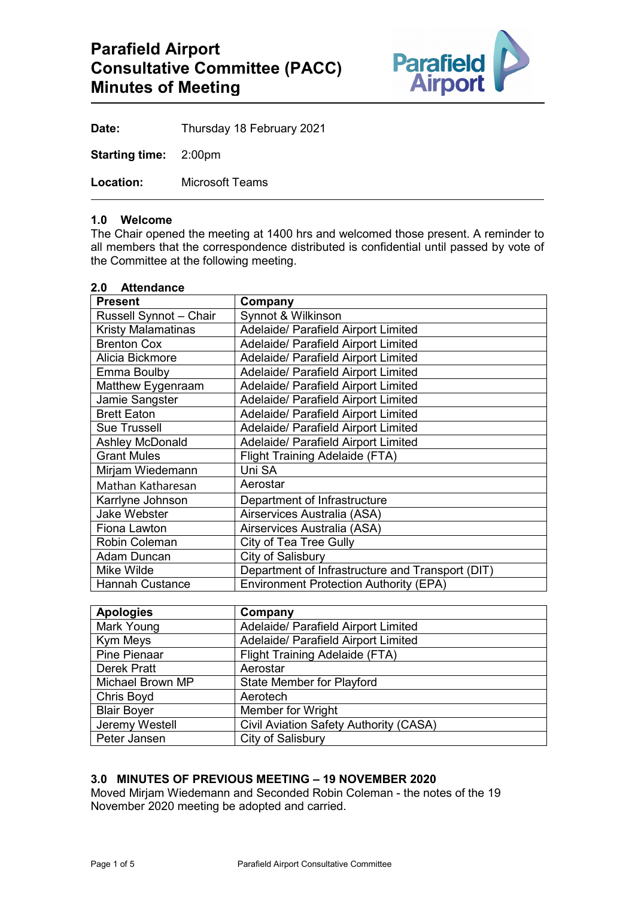# Parafield Airport Consultative Committee (PACC) Minutes of Meeting

**Date:** Thursday 18 February 2021

**Starting time:** 2:00pm

**Location:** Microsoft Teams

## 1.0 Welcome

The Chair opened the meeting at 1400 hrs and welcomed those present. A reminder to all members that the correspondence distributed is confidential until passed by vote of the Committee at the following meeting.

## 2.0 Attendance

| Present | Company |
|---|---|
| Russell Synnot – Chair | Synnot & Wilkinson |
| Kristy Malamatinas | Adelaide/ Parafield Airport Limited |
| Brenton Cox | Adelaide/ Parafield Airport Limited |
| Alicia Bickmore | Adelaide/ Parafield Airport Limited |
| Emma Boulby | Adelaide/ Parafield Airport Limited |
| Matthew Eygenraam | Adelaide/ Parafield Airport Limited |
| Jamie Sangster | Adelaide/ Parafield Airport Limited |
| Brett Eaton | Adelaide/ Parafield Airport Limited |
| Sue Trussell | Adelaide/ Parafield Airport Limited |
| Ashley McDonald | Adelaide/ Parafield Airport Limited |
| Grant Mules | Flight Training Adelaide (FTA) |
| Mirjam Wiedemann | Uni SA |
| Mathan Katharesan | Aerostar |
| Karrlyne Johnson | Department of Infrastructure |
| Jake Webster | Airservices Australia (ASA) |
| Fiona Lawton | Airservices Australia (ASA) |
| Robin Coleman | City of Tea Tree Gully |
| Adam Duncan | City of Salisbury |
| Mike Wilde | Department of Infrastructure and Transport (DIT) |
| Hannah Custance | Environment Protection Authority (EPA) |

| Apologies | Company |
|---|---|
| Mark Young | Adelaide/ Parafield Airport Limited |
| Kym Meys | Adelaide/ Parafield Airport Limited |
| Pine Pienaar | Flight Training Adelaide (FTA) |
| Derek Pratt | Aerostar |
| Michael Brown MP | State Member for Playford |
| Chris Boyd | Aerotech |
| Blair Boyer | Member for Wright |
| Jeremy Westell | Civil Aviation Safety Authority (CASA) |
| Peter Jansen | City of Salisbury |

## 3.0 MINUTES OF PREVIOUS MEETING – 19 NOVEMBER 2020

Moved Mirjam Wiedemann and Seconded Robin Coleman - the notes of the 19 November 2020 meeting be adopted and carried.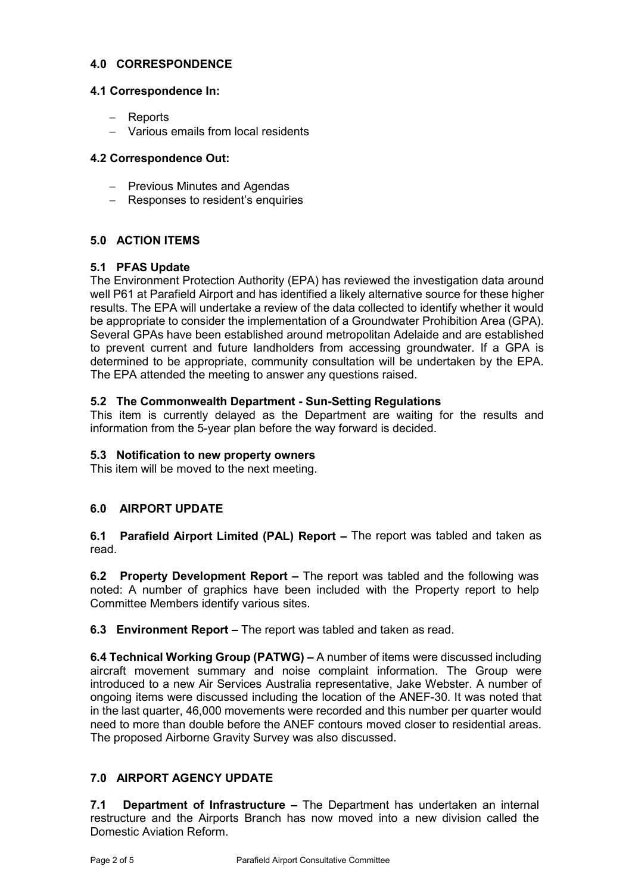## 4.0 CORRESPONDENCE

### 4.1 Correspondence In:

- Reports
- Various emails from local residents

### 4.2 Correspondence Out:

- Previous Minutes and Agendas
- Responses to resident's enquiries

## 5.0 ACTION ITEMS

### 5.1 PFAS Update

The Environment Protection Authority (EPA) has reviewed the investigation data around well P61 at Parafield Airport and has identified a likely alternative source for these higher results. The EPA will undertake a review of the data collected to identify whether it would be appropriate to consider the implementation of a Groundwater Prohibition Area (GPA). Several GPAs have been established around metropolitan Adelaide and are established to prevent current and future landholders from accessing groundwater. If a GPA is determined to be appropriate, community consultation will be undertaken by the EPA. The EPA attended the meeting to answer any questions raised.

### 5.2 The Commonwealth Department - Sun-Setting Regulations

This item is currently delayed as the Department are waiting for the results and information from the 5-year plan before the way forward is decided.

### 5.3 Notification to new property owners

This item will be moved to the next meeting.

## 6.0 AIRPORT UPDATE

**6.1 Parafield Airport Limited (PAL) Report –** The report was tabled and taken as read.

**6.2 Property Development Report –** The report was tabled and the following was noted: A number of graphics have been included with the Property report to help Committee Members identify various sites.

**6.3 Environment Report –** The report was tabled and taken as read.

**6.4 Technical Working Group (PATWG) –** A number of items were discussed including aircraft movement summary and noise complaint information. The Group were introduced to a new Air Services Australia representative, Jake Webster. A number of ongoing items were discussed including the location of the ANEF-30. It was noted that in the last quarter, 46,000 movements were recorded and this number per quarter would need to more than double before the ANEF contours moved closer to residential areas. The proposed Airborne Gravity Survey was also discussed.

## 7.0 AIRPORT AGENCY UPDATE

**7.1 Department of Infrastructure –** The Department has undertaken an internal restructure and the Airports Branch has now moved into a new division called the Domestic Aviation Reform.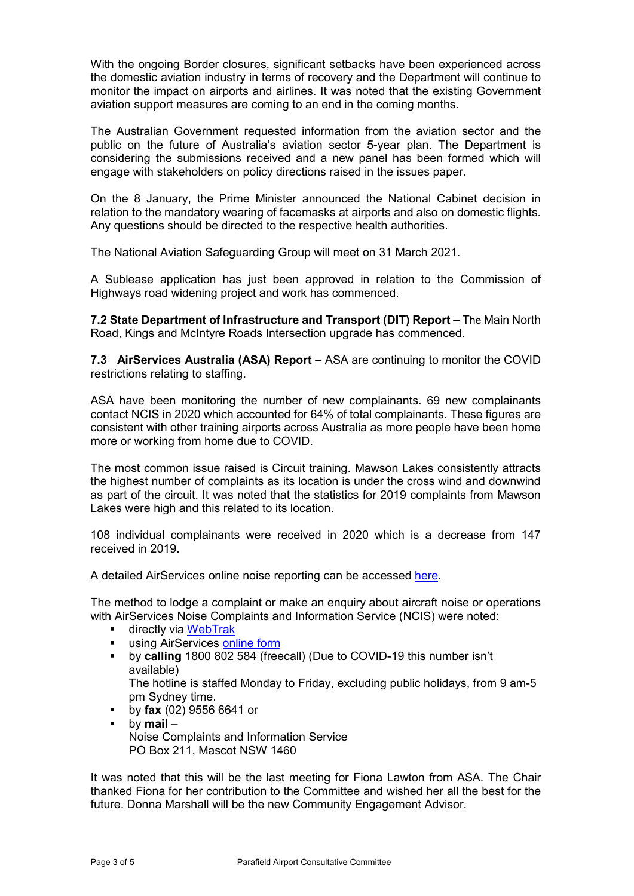With the ongoing Border closures, significant setbacks have been experienced across the domestic aviation industry in terms of recovery and the Department will continue to monitor the impact on airports and airlines. It was noted that the existing Government aviation support measures are coming to an end in the coming months.

The Australian Government requested information from the aviation sector and the public on the future of Australia's aviation sector 5-year plan. The Department is considering the submissions received and a new panel has been formed which will engage with stakeholders on policy directions raised in the issues paper.

On the 8 January, the Prime Minister announced the National Cabinet decision in relation to the mandatory wearing of facemasks at airports and also on domestic flights. Any questions should be directed to the respective health authorities.

The National Aviation Safeguarding Group will meet on 31 March 2021.

A Sublease application has just been approved in relation to the Commission of Highways road widening project and work has commenced.

**7.2 State Department of Infrastructure and Transport (DIT) Report –** The Main North Road, Kings and McIntyre Roads Intersection upgrade has commenced.

**7.3 AirServices Australia (ASA) Report –** ASA are continuing to monitor the COVID restrictions relating to staffing.

ASA have been monitoring the number of new complainants. 69 new complainants contact NCIS in 2020 which accounted for 64% of total complainants. These figures are consistent with other training airports across Australia as more people have been home more or working from home due to COVID.

The most common issue raised is Circuit training. Mawson Lakes consistently attracts the highest number of complaints as its location is under the cross wind and downwind as part of the circuit. It was noted that the statistics for 2019 complaints from Mawson Lakes were high and this related to its location.

108 individual complainants were received in 2020 which is a decrease from 147 received in 2019.

A detailed AirServices online noise reporting can be accessed here.

The method to lodge a complaint or make an enquiry about aircraft noise or operations with AirServices Noise Complaints and Information Service (NCIS) were noted:

- directly via WebTrak
- using AirServices online form
- by **calling** 1800 802 584 (freecall) (Due to COVID-19 this number isn't available)
  The hotline is staffed Monday to Friday, excluding public holidays, from 9 am-5 pm Sydney time.
- by **fax** (02) 9556 6641 or
- by **mail** –
  Noise Complaints and Information Service
  PO Box 211, Mascot NSW 1460

It was noted that this will be the last meeting for Fiona Lawton from ASA. The Chair thanked Fiona for her contribution to the Committee and wished her all the best for the future. Donna Marshall will be the new Community Engagement Advisor.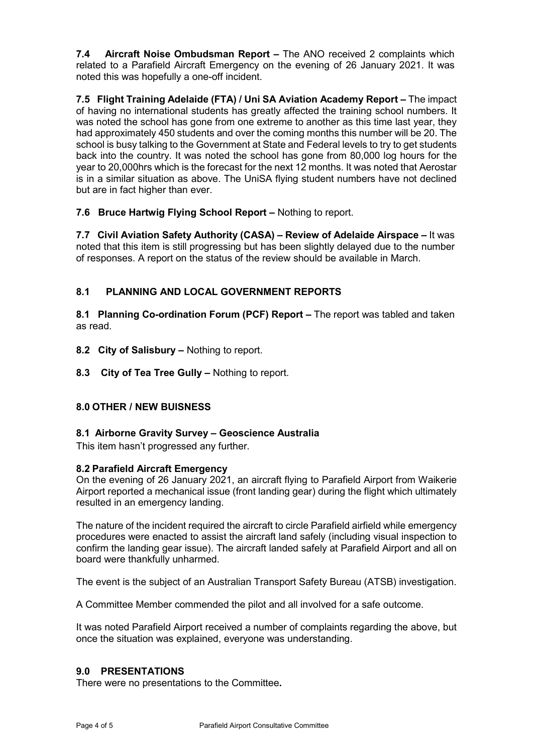**7.4 Aircraft Noise Ombudsman Report –** The ANO received 2 complaints which related to a Parafield Aircraft Emergency on the evening of 26 January 2021. It was noted this was hopefully a one-off incident.

**7.5 Flight Training Adelaide (FTA) / Uni SA Aviation Academy Report –** The impact of having no international students has greatly affected the training school numbers. It was noted the school has gone from one extreme to another as this time last year, they had approximately 450 students and over the coming months this number will be 20. The school is busy talking to the Government at State and Federal levels to try to get students back into the country. It was noted the school has gone from 80,000 log hours for the year to 20,000hrs which is the forecast for the next 12 months. It was noted that Aerostar is in a similar situation as above. The UniSA flying student numbers have not declined but are in fact higher than ever.

**7.6 Bruce Hartwig Flying School Report –** Nothing to report.

**7.7 Civil Aviation Safety Authority (CASA) – Review of Adelaide Airspace –** It was noted that this item is still progressing but has been slightly delayed due to the number of responses. A report on the status of the review should be available in March.

## 8.1 PLANNING AND LOCAL GOVERNMENT REPORTS

**8.1 Planning Co-ordination Forum (PCF) Report –** The report was tabled and taken as read.

**8.2 City of Salisbury –** Nothing to report.

**8.3 City of Tea Tree Gully –** Nothing to report.

## 8.0 OTHER / NEW BUISNESS

### 8.1 Airborne Gravity Survey – Geoscience Australia

This item hasn't progressed any further.

### 8.2 Parafield Aircraft Emergency

On the evening of 26 January 2021, an aircraft flying to Parafield Airport from Waikerie Airport reported a mechanical issue (front landing gear) during the flight which ultimately resulted in an emergency landing.

The nature of the incident required the aircraft to circle Parafield airfield while emergency procedures were enacted to assist the aircraft land safely (including visual inspection to confirm the landing gear issue). The aircraft landed safely at Parafield Airport and all on board were thankfully unharmed.

The event is the subject of an Australian Transport Safety Bureau (ATSB) investigation.

A Committee Member commended the pilot and all involved for a safe outcome.

It was noted Parafield Airport received a number of complaints regarding the above, but once the situation was explained, everyone was understanding.

## 9.0 PRESENTATIONS

There were no presentations to the Committee**.**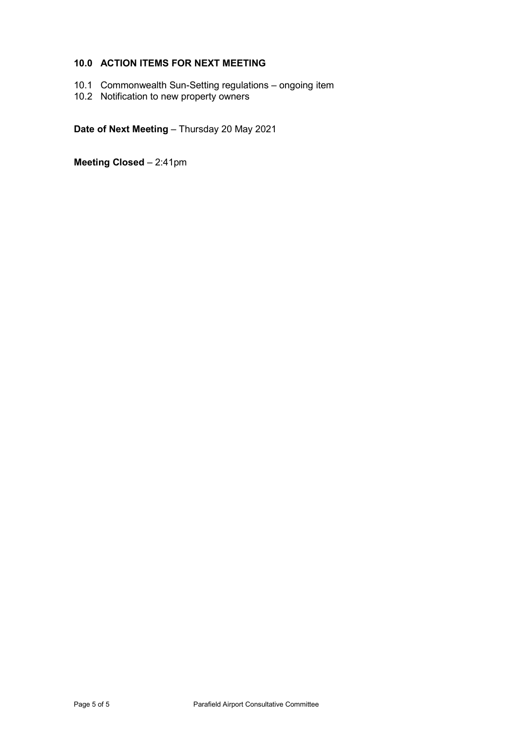## 10.0 ACTION ITEMS FOR NEXT MEETING

10.1 Commonwealth Sun-Setting regulations – ongoing item
10.2 Notification to new property owners

**Date of Next Meeting** – Thursday 20 May 2021

**Meeting Closed** – 2:41pm